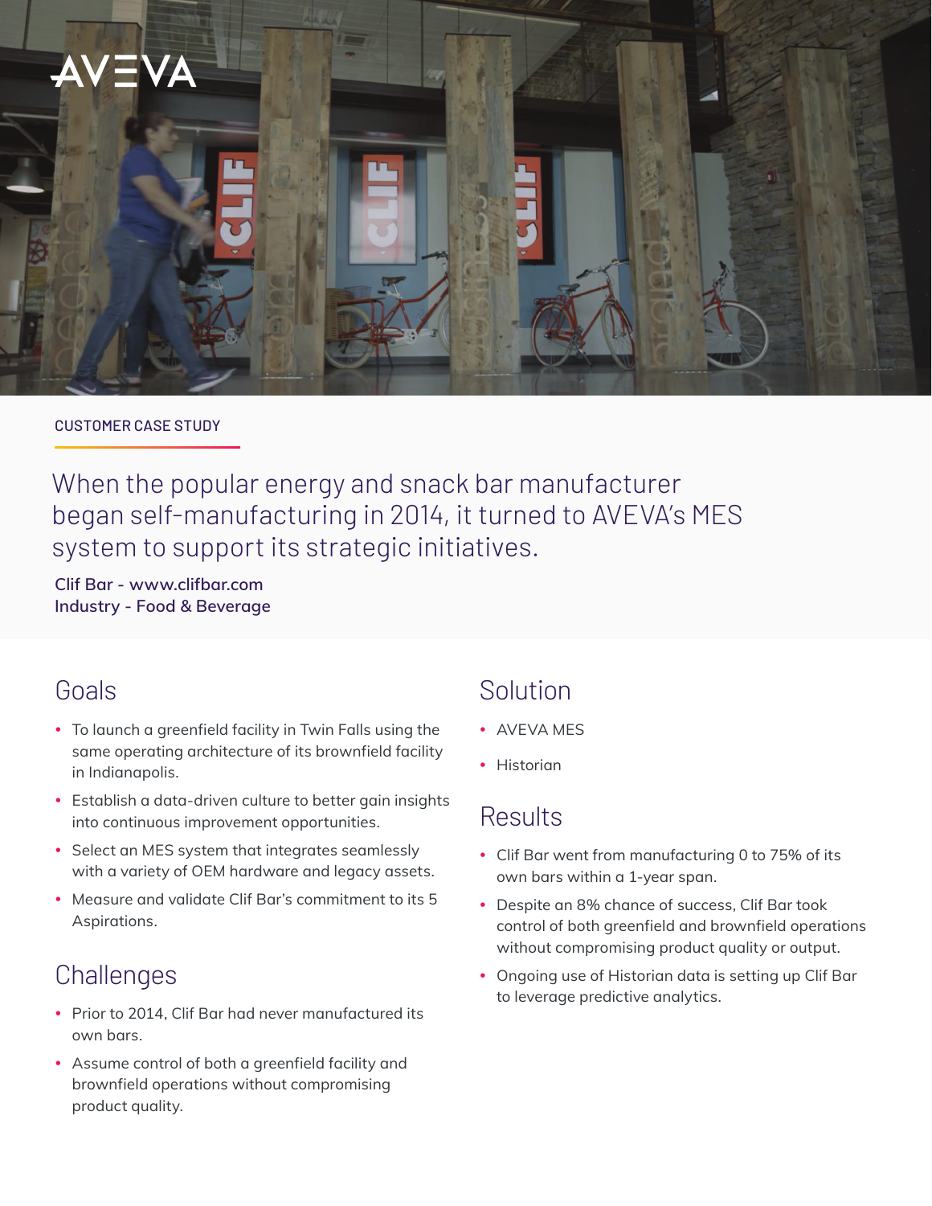AVEVA

CUSTOMER CASE STUDY

# When the popular energy and snack bar manufacturer began self-manufacturing in 2014, it turned to AVEVA's MES system to support its strategic initiatives.

**Clif Bar - www.clifbar.com**
**Industry - Food & Beverage**

## Goals

- To launch a greenfield facility in Twin Falls using the same operating architecture of its brownfield facility in Indianapolis.
- Establish a data-driven culture to better gain insights into continuous improvement opportunities.
- Select an MES system that integrates seamlessly with a variety of OEM hardware and legacy assets.
- Measure and validate Clif Bar's commitment to its 5 Aspirations.

## Challenges

- Prior to 2014, Clif Bar had never manufactured its own bars.
- Assume control of both a greenfield facility and brownfield operations without compromising product quality.

## Solution

- AVEVA MES
- Historian

## Results

- Clif Bar went from manufacturing 0 to 75% of its own bars within a 1-year span.
- Despite an 8% chance of success, Clif Bar took control of both greenfield and brownfield operations without compromising product quality or output.
- Ongoing use of Historian data is setting up Clif Bar to leverage predictive analytics.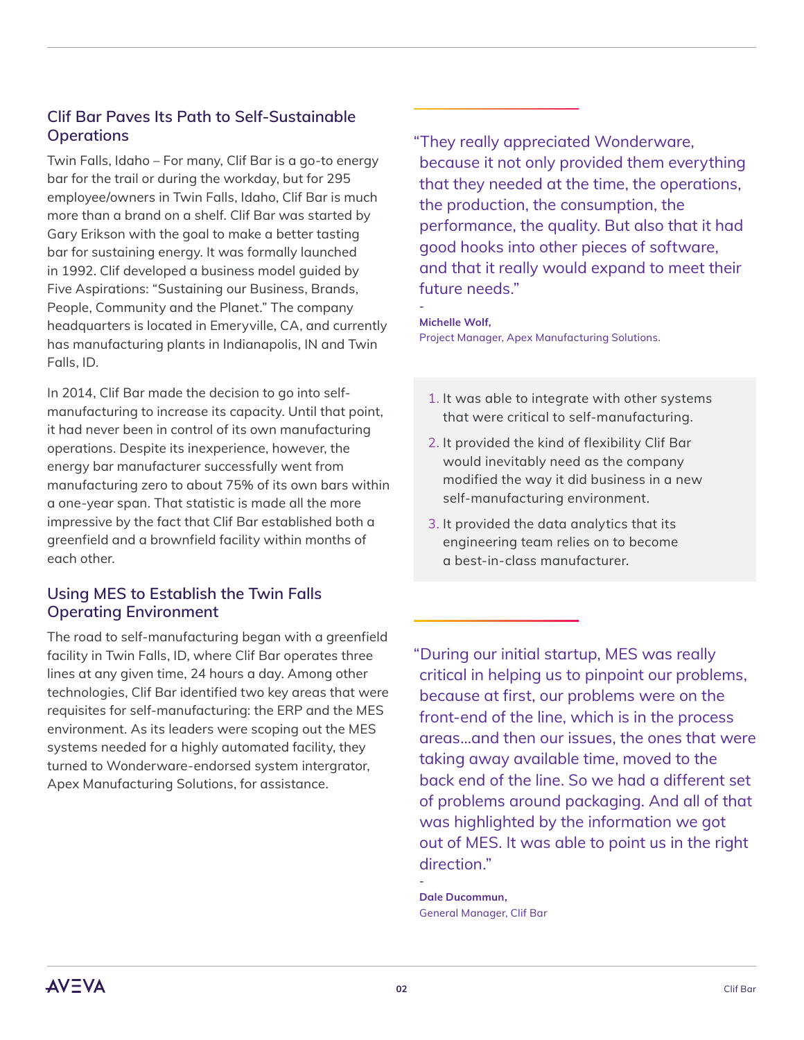## Clif Bar Paves Its Path to Self-Sustainable Operations

Twin Falls, Idaho – For many, Clif Bar is a go-to energy bar for the trail or during the workday, but for 295 employee/owners in Twin Falls, Idaho, Clif Bar is much more than a brand on a shelf. Clif Bar was started by Gary Erikson with the goal to make a better tasting bar for sustaining energy. It was formally launched in 1992. Clif developed a business model guided by Five Aspirations: "Sustaining our Business, Brands, People, Community and the Planet." The company headquarters is located in Emeryville, CA, and currently has manufacturing plants in Indianapolis, IN and Twin Falls, ID.

In 2014, Clif Bar made the decision to go into self-manufacturing to increase its capacity. Until that point, it had never been in control of its own manufacturing operations. Despite its inexperience, however, the energy bar manufacturer successfully went from manufacturing zero to about 75% of its own bars within a one-year span. That statistic is made all the more impressive by the fact that Clif Bar established both a greenfield and a brownfield facility within months of each other.

## Using MES to Establish the Twin Falls Operating Environment

The road to self-manufacturing began with a greenfield facility in Twin Falls, ID, where Clif Bar operates three lines at any given time, 24 hours a day. Among other technologies, Clif Bar identified two key areas that were requisites for self-manufacturing: the ERP and the MES environment. As its leaders were scoping out the MES systems needed for a highly automated facility, they turned to Wonderware-endorsed system intergrator, Apex Manufacturing Solutions, for assistance.

> "They really appreciated Wonderware, because it not only provided them everything that they needed at the time, the operations, the production, the consumption, the performance, the quality. But also that it had good hooks into other pieces of software, and that it really would expand to meet their future needs."
>
> \-
> **Michelle Wolf,**
> Project Manager, Apex Manufacturing Solutions.

1. It was able to integrate with other systems that were critical to self-manufacturing.
2. It provided the kind of flexibility Clif Bar would inevitably need as the company modified the way it did business in a new self-manufacturing environment.
3. It provided the data analytics that its engineering team relies on to become a best-in-class manufacturer.

> "During our initial startup, MES was really critical in helping us to pinpoint our problems, because at first, our problems were on the front-end of the line, which is in the process areas...and then our issues, the ones that were taking away available time, moved to the back end of the line. So we had a different set of problems around packaging. And all of that was highlighted by the information we got out of MES. It was able to point us in the right direction."
>
> \-
> **Dale Ducommun,**
> General Manager, Clif Bar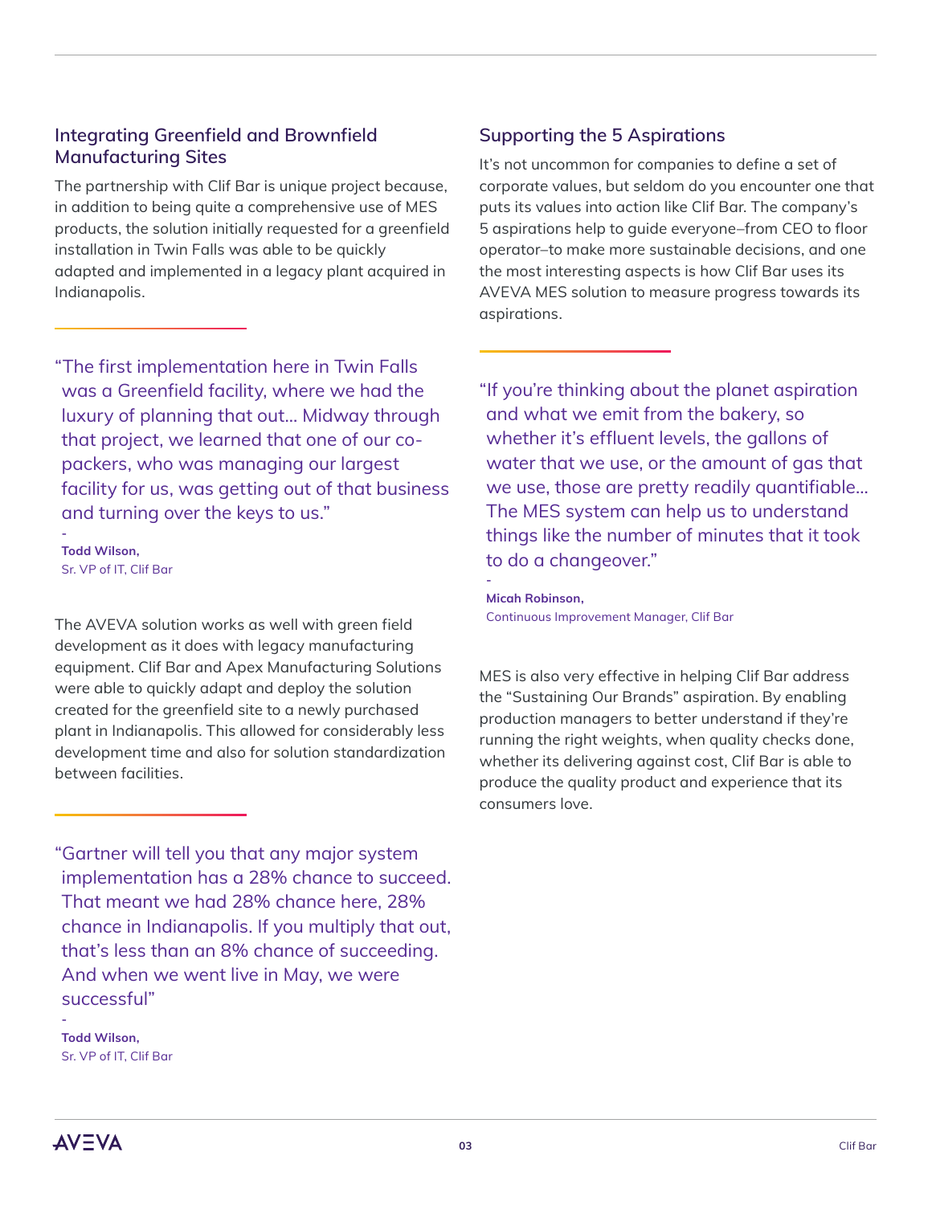## Integrating Greenfield and Brownfield Manufacturing Sites

The partnership with Clif Bar is unique project because, in addition to being quite a comprehensive use of MES products, the solution initially requested for a greenfield installation in Twin Falls was able to be quickly adapted and implemented in a legacy plant acquired in Indianapolis.

> "The first implementation here in Twin Falls was a Greenfield facility, where we had the luxury of planning that out... Midway through that project, we learned that one of our co-packers, who was managing our largest facility for us, was getting out of that business and turning over the keys to us."
>
> -
> **Todd Wilson,**
> Sr. VP of IT, Clif Bar

The AVEVA solution works as well with green field development as it does with legacy manufacturing equipment. Clif Bar and Apex Manufacturing Solutions were able to quickly adapt and deploy the solution created for the greenfield site to a newly purchased plant in Indianapolis. This allowed for considerably less development time and also for solution standardization between facilities.

> "Gartner will tell you that any major system implementation has a 28% chance to succeed. That meant we had 28% chance here, 28% chance in Indianapolis. If you multiply that out, that's less than an 8% chance of succeeding. And when we went live in May, we were successful"
>
> -
> **Todd Wilson,**
> Sr. VP of IT, Clif Bar

## Supporting the 5 Aspirations

It's not uncommon for companies to define a set of corporate values, but seldom do you encounter one that puts its values into action like Clif Bar. The company's 5 aspirations help to guide everyone–from CEO to floor operator–to make more sustainable decisions, and one the most interesting aspects is how Clif Bar uses its AVEVA MES solution to measure progress towards its aspirations.

> "If you're thinking about the planet aspiration and what we emit from the bakery, so whether it's effluent levels, the gallons of water that we use, or the amount of gas that we use, those are pretty readily quantifiable... The MES system can help us to understand things like the number of minutes that it took to do a changeover."
>
> -
> **Micah Robinson,**
> Continuous Improvement Manager, Clif Bar

MES is also very effective in helping Clif Bar address the "Sustaining Our Brands" aspiration. By enabling production managers to better understand if they're running the right weights, when quality checks done, whether its delivering against cost, Clif Bar is able to produce the quality product and experience that its consumers love.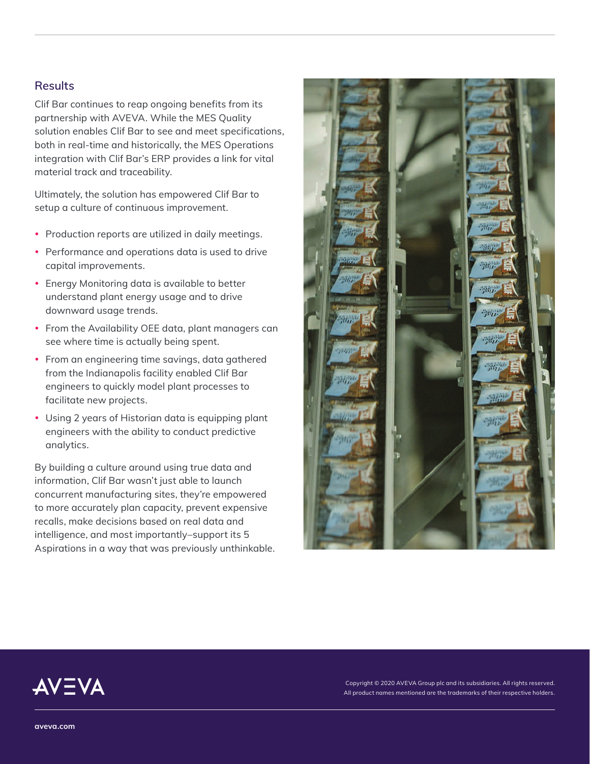## Results

Clif Bar continues to reap ongoing benefits from its partnership with AVEVA. While the MES Quality solution enables Clif Bar to see and meet specifications, both in real-time and historically, the MES Operations integration with Clif Bar's ERP provides a link for vital material track and traceability.

Ultimately, the solution has empowered Clif Bar to setup a culture of continuous improvement.

- Production reports are utilized in daily meetings.
- Performance and operations data is used to drive capital improvements.
- Energy Monitoring data is available to better understand plant energy usage and to drive downward usage trends.
- From the Availability OEE data, plant managers can see where time is actually being spent.
- From an engineering time savings, data gathered from the Indianapolis facility enabled Clif Bar engineers to quickly model plant processes to facilitate new projects.
- Using 2 years of Historian data is equipping plant engineers with the ability to conduct predictive analytics.

By building a culture around using true data and information, Clif Bar wasn't just able to launch concurrent manufacturing sites, they're empowered to more accurately plan capacity, prevent expensive recalls, make decisions based on real data and intelligence, and most importantly–support its 5 Aspirations in a way that was previously unthinkable.

AVEVA

Copyright © 2020 AVEVA Group plc and its subsidiaries. All rights reserved.
All product names mentioned are the trademarks of their respective holders.

aveva.com